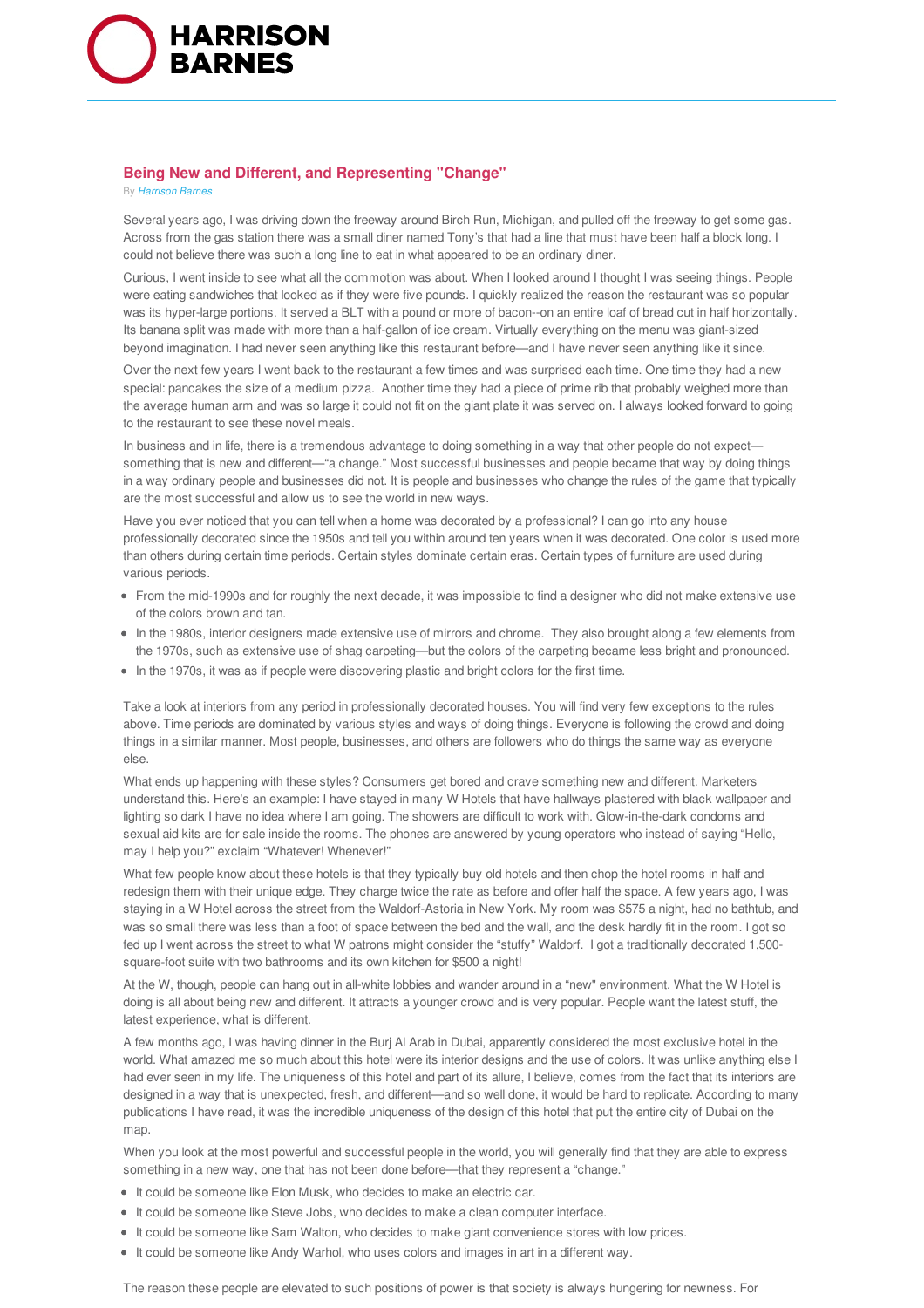# Being New and Different, and Representing "Change"

By *Harrison Barnes*

Several years ago, I was driving down the freeway around Birch Run, Michigan, and pulled off the freeway to get some gas. Across from the gas station there was a small diner named Tony's that had a line that must have been half a block long. I could not believe there was such a long line to eat in what appeared to be an ordinary diner.

Curious, I went inside to see what all the commotion was about. When I looked around I thought I was seeing things. People were eating sandwiches that looked as if they were five pounds. I quickly realized the reason the restaurant was so popular was its hyper-large portions. It served a BLT with a pound or more of bacon--on an entire loaf of bread cut in half horizontally. Its banana split was made with more than a half-gallon of ice cream. Virtually everything on the menu was giant-sized beyond imagination. I had never seen anything like this restaurant before—and I have never seen anything like it since.

Over the next few years I went back to the restaurant a few times and was surprised each time. One time they had a new special: pancakes the size of a medium pizza. Another time they had a piece of prime rib that probably weighed more than the average human arm and was so large it could not fit on the giant plate it was served on. I always looked forward to going to the restaurant to see these novel meals.

In business and in life, there is a tremendous advantage to doing something in a way that other people do not expect—something that is new and different—"a change." Most successful businesses and people became that way by doing things in a way ordinary people and businesses did not. It is people and businesses who change the rules of the game that typically are the most successful and allow us to see the world in new ways.

Have you ever noticed that you can tell when a home was decorated by a professional? I can go into any house professionally decorated since the 1950s and tell you within around ten years when it was decorated. One color is used more than others during certain time periods. Certain styles dominate certain eras. Certain types of furniture are used during various periods.

- From the mid-1990s and for roughly the next decade, it was impossible to find a designer who did not make extensive use of the colors brown and tan.
- In the 1980s, interior designers made extensive use of mirrors and chrome. They also brought along a few elements from the 1970s, such as extensive use of shag carpeting—but the colors of the carpeting became less bright and pronounced.
- In the 1970s, it was as if people were discovering plastic and bright colors for the first time.

Take a look at interiors from any period in professionally decorated houses. You will find very few exceptions to the rules above. Time periods are dominated by various styles and ways of doing things. Everyone is following the crowd and doing things in a similar manner. Most people, businesses, and others are followers who do things the same way as everyone else.

What ends up happening with these styles? Consumers get bored and crave something new and different. Marketers understand this. Here's an example: I have stayed in many W Hotels that have hallways plastered with black wallpaper and lighting so dark I have no idea where I am going. The showers are difficult to work with. Glow-in-the-dark condoms and sexual aid kits are for sale inside the rooms. The phones are answered by young operators who instead of saying "Hello, may I help you?" exclaim "Whatever! Whenever!"

What few people know about these hotels is that they typically buy old hotels and then chop the hotel rooms in half and redesign them with their unique edge. They charge twice the rate as before and offer half the space. A few years ago, I was staying in a W Hotel across the street from the Waldorf-Astoria in New York. My room was $575 a night, had no bathtub, and was so small there was less than a foot of space between the bed and the wall, and the desk hardly fit in the room. I got so fed up I went across the street to what W patrons might consider the "stuffy" Waldorf. I got a traditionally decorated 1,500-square-foot suite with two bathrooms and its own kitchen for $500 a night!

At the W, though, people can hang out in all-white lobbies and wander around in a "new" environment. What the W Hotel is doing is all about being new and different. It attracts a younger crowd and is very popular. People want the latest stuff, the latest experience, what is different.

A few months ago, I was having dinner in the Burj Al Arab in Dubai, apparently considered the most exclusive hotel in the world. What amazed me so much about this hotel were its interior designs and the use of colors. It was unlike anything else I had ever seen in my life. The uniqueness of this hotel and part of its allure, I believe, comes from the fact that its interiors are designed in a way that is unexpected, fresh, and different—and so well done, it would be hard to replicate. According to many publications I have read, it was the incredible uniqueness of the design of this hotel that put the entire city of Dubai on the map.

When you look at the most powerful and successful people in the world, you will generally find that they are able to express something in a new way, one that has not been done before—that they represent a "change."

- It could be someone like Elon Musk, who decides to make an electric car.
- It could be someone like Steve Jobs, who decides to make a clean computer interface.
- It could be someone like Sam Walton, who decides to make giant convenience stores with low prices.
- It could be someone like Andy Warhol, who uses colors and images in art in a different way.

The reason these people are elevated to such positions of power is that society is always hungering for newness. For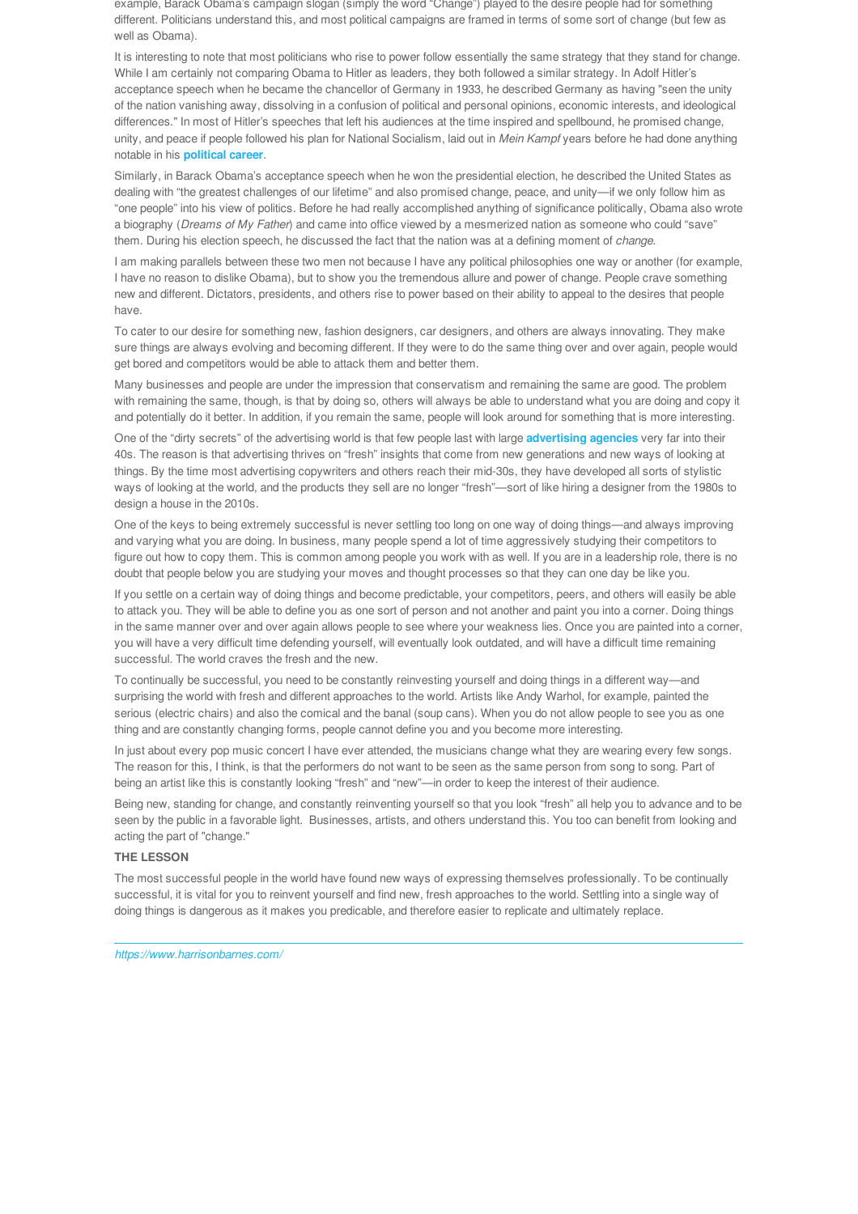example, Barack Obama's campaign slogan (simply the word "Change") played to the desire people had for something different. Politicians understand this, and most political campaigns are framed in terms of some sort of change (but few as well as Obama).

It is interesting to note that most politicians who rise to power follow essentially the same strategy that they stand for change. While I am certainly not comparing Obama to Hitler as leaders, they both followed a similar strategy. In Adolf Hitler's acceptance speech when he became the chancellor of Germany in 1933, he described Germany as having "seen the unity of the nation vanishing away, dissolving in a confusion of political and personal opinions, economic interests, and ideological differences." In most of Hitler's speeches that left his audiences at the time inspired and spellbound, he promised change, unity, and peace if people followed his plan for National Socialism, laid out in *Mein Kampf* years before he had done anything notable in his **political career**.

Similarly, in Barack Obama's acceptance speech when he won the presidential election, he described the United States as dealing with "the greatest challenges of our lifetime" and also promised change, peace, and unity—if we only follow him as "one people" into his view of politics. Before he had really accomplished anything of significance politically, Obama also wrote a biography (*Dreams of My Father*) and came into office viewed by a mesmerized nation as someone who could "save" them. During his election speech, he discussed the fact that the nation was at a defining moment of *change*.

I am making parallels between these two men not because I have any political philosophies one way or another (for example, I have no reason to dislike Obama), but to show you the tremendous allure and power of change. People crave something new and different. Dictators, presidents, and others rise to power based on their ability to appeal to the desires that people have.

To cater to our desire for something new, fashion designers, car designers, and others are always innovating. They make sure things are always evolving and becoming different. If they were to do the same thing over and over again, people would get bored and competitors would be able to attack them and better them.

Many businesses and people are under the impression that conservatism and remaining the same are good. The problem with remaining the same, though, is that by doing so, others will always be able to understand what you are doing and copy it and potentially do it better. In addition, if you remain the same, people will look around for something that is more interesting.

One of the "dirty secrets" of the advertising world is that few people last with large **advertising agencies** very far into their 40s. The reason is that advertising thrives on "fresh" insights that come from new generations and new ways of looking at things. By the time most advertising copywriters and others reach their mid-30s, they have developed all sorts of stylistic ways of looking at the world, and the products they sell are no longer "fresh"—sort of like hiring a designer from the 1980s to design a house in the 2010s.

One of the keys to being extremely successful is never settling too long on one way of doing things—and always improving and varying what you are doing. In business, many people spend a lot of time aggressively studying their competitors to figure out how to copy them. This is common among people you work with as well. If you are in a leadership role, there is no doubt that people below you are studying your moves and thought processes so that they can one day be like you.

If you settle on a certain way of doing things and become predictable, your competitors, peers, and others will easily be able to attack you. They will be able to define you as one sort of person and not another and paint you into a corner. Doing things in the same manner over and over again allows people to see where your weakness lies. Once you are painted into a corner, you will have a very difficult time defending yourself, will eventually look outdated, and will have a difficult time remaining successful. The world craves the fresh and the new.

To continually be successful, you need to be constantly reinvesting yourself and doing things in a different way—and surprising the world with fresh and different approaches to the world. Artists like Andy Warhol, for example, painted the serious (electric chairs) and also the comical and the banal (soup cans). When you do not allow people to see you as one thing and are constantly changing forms, people cannot define you and you become more interesting.

In just about every pop music concert I have ever attended, the musicians change what they are wearing every few songs. The reason for this, I think, is that the performers do not want to be seen as the same person from song to song. Part of being an artist like this is constantly looking "fresh" and "new"—in order to keep the interest of their audience.

Being new, standing for change, and constantly reinventing yourself so that you look "fresh" all help you to advance and to be seen by the public in a favorable light. Businesses, artists, and others understand this. You too can benefit from looking and acting the part of "change."

**THE LESSON**

The most successful people in the world have found new ways of expressing themselves professionally. To be continually successful, it is vital for you to reinvent yourself and find new, fresh approaches to the world. Settling into a single way of doing things is dangerous as it makes you predicable, and therefore easier to replicate and ultimately replace.

---

*https://www.harrisonbarnes.com/*